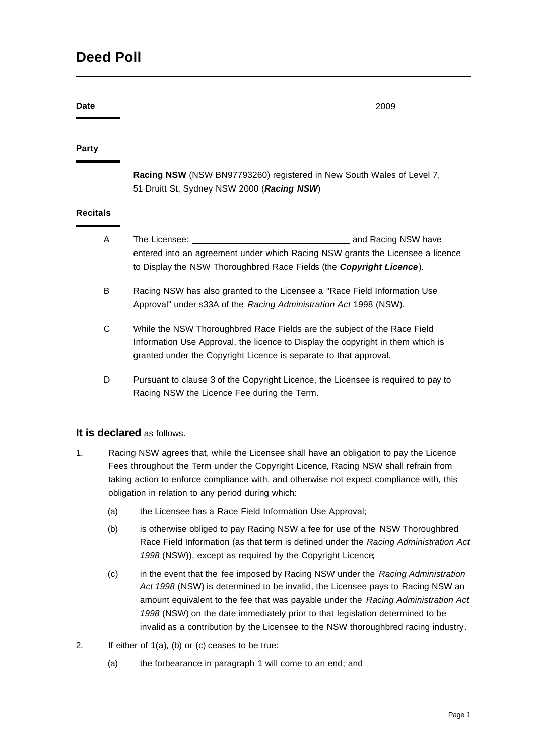# Deed Poll

**Date** 2009

**Party**

**Racing NSW** (NSW BN97793260) registered in New South Wales of Level 7, 51 Druitt St, Sydney NSW 2000 (***Racing NSW***)

**Recitals**

A The Licensee: ________________________________ and Racing NSW have entered into an agreement under which Racing NSW grants the Licensee a licence to Display the NSW Thoroughbred Race Fields (the ***Copyright Licence***).

B Racing NSW has also granted to the Licensee a "Race Field Information Use Approval" under s33A of the *Racing Administration Act* 1998 (NSW).

C While the NSW Thoroughbred Race Fields are the subject of the Race Field Information Use Approval, the licence to Display the copyright in them which is granted under the Copyright Licence is separate to that approval.

D Pursuant to clause 3 of the Copyright Licence, the Licensee is required to pay to Racing NSW the Licence Fee during the Term.

**It is declared** as follows.

1. Racing NSW agrees that, while the Licensee shall have an obligation to pay the Licence Fees throughout the Term under the Copyright Licence, Racing NSW shall refrain from taking action to enforce compliance with, and otherwise not expect compliance with, this obligation in relation to any period during which:

   (a) the Licensee has a Race Field Information Use Approval;

   (b) is otherwise obliged to pay Racing NSW a fee for use of the NSW Thoroughbred Race Field Information (as that term is defined under the *Racing Administration Act 1998* (NSW)), except as required by the Copyright Licence;

   (c) in the event that the fee imposed by Racing NSW under the *Racing Administration Act 1998* (NSW) is determined to be invalid, the Licensee pays to Racing NSW an amount equivalent to the fee that was payable under the *Racing Administration Act 1998* (NSW) on the date immediately prior to that legislation determined to be invalid as a contribution by the Licensee to the NSW thoroughbred racing industry.

2. If either of 1(a), (b) or (c) ceases to be true:

   (a) the forbearance in paragraph 1 will come to an end; and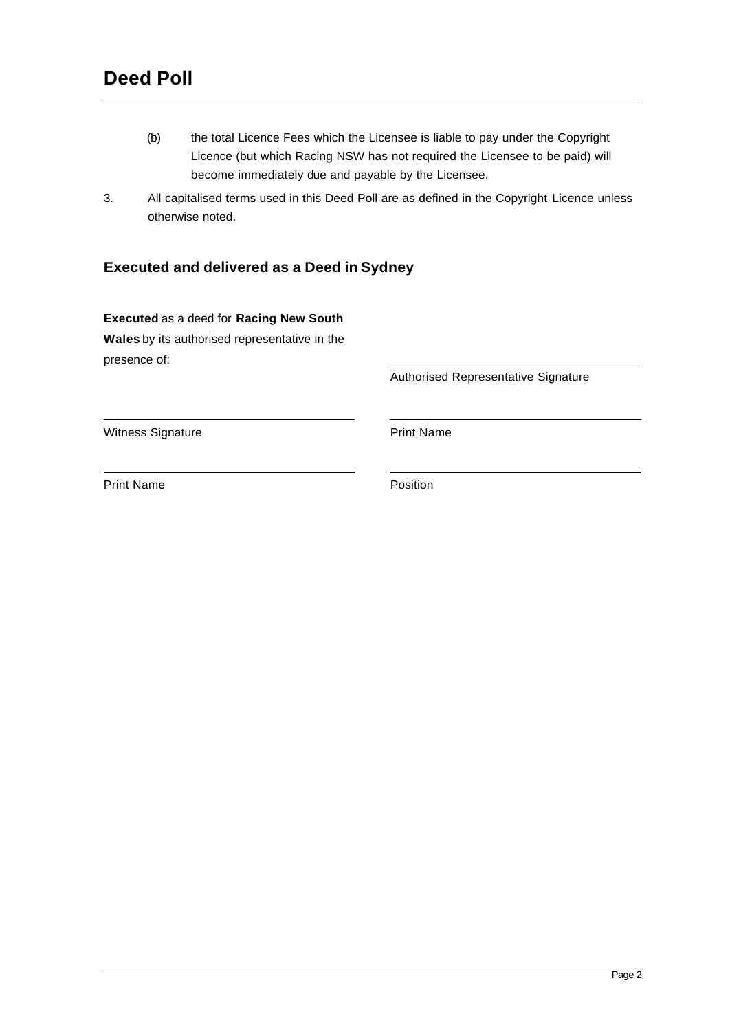# Deed Poll

(b) the total Licence Fees which the Licensee is liable to pay under the Copyright Licence (but which Racing NSW has not required the Licensee to be paid) will become immediately due and payable by the Licensee.

3. All capitalised terms used in this Deed Poll are as defined in the Copyright Licence unless otherwise noted.

## Executed and delivered as a Deed in Sydney

**Executed** as a deed for **Racing New South Wales** by its authorised representative in the presence of:

| | |
|---|---|
| | ______________________________ |
| | Authorised Representative Signature |
| ______________________________ | ______________________________ |
| Witness Signature | Print Name |
| ______________________________ | ______________________________ |
| Print Name | Position |